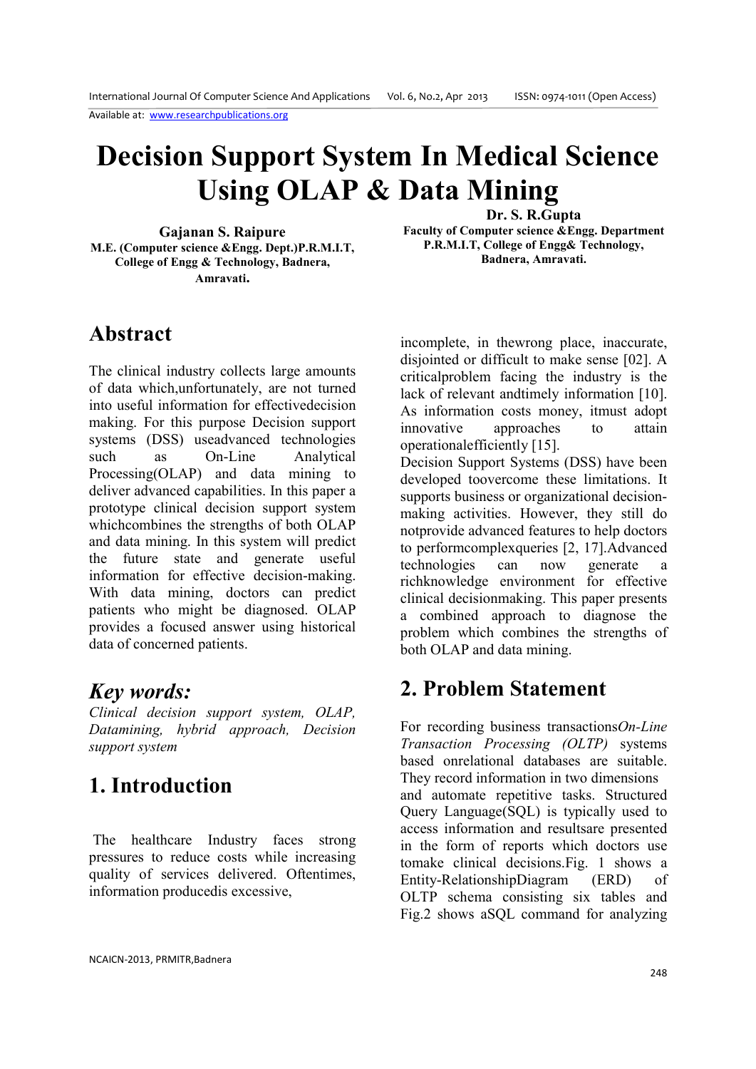# Decision Support System In Medical Science Using OLAP & Data Mining

**Gajanan S. Raipure**
**M.E. (Computer science &Engg. Dept.)P.R.M.I.T, College of Engg & Technology, Badnera, Amravati.**

**Dr. S. R.Gupta**
**Faculty of Computer science &Engg. Department P.R.M.I.T, College of Engg& Technology, Badnera, Amravati.**

## Abstract

The clinical industry collects large amounts of data which,unfortunately, are not turned into useful information for effectivedecision making. For this purpose Decision support systems (DSS) useadvanced technologies such as On-Line Analytical Processing(OLAP) and data mining to deliver advanced capabilities. In this paper a prototype clinical decision support system whichcombines the strengths of both OLAP and data mining. In this system will predict the future state and generate useful information for effective decision-making. With data mining, doctors can predict patients who might be diagnosed. OLAP provides a focused answer using historical data of concerned patients.

## *Key words:*

*Clinical decision support system, OLAP, Datamining, hybrid approach, Decision support system*

## 1. Introduction

The healthcare Industry faces strong pressures to reduce costs while increasing quality of services delivered. Oftentimes, information producedis excessive, incomplete, in thewrong place, inaccurate, disjointed or difficult to make sense [02]. A criticalproblem facing the industry is the lack of relevant andtimely information [10]. As information costs money, itmust adopt innovative approaches to attain operationalefficiently [15].

Decision Support Systems (DSS) have been developed toovercome these limitations. It supports business or organizational decision-making activities. However, they still do notprovide advanced features to help doctors to performcomplexqueries [2, 17].Advanced technologies can now generate a richknowledge environment for effective clinical decisionmaking. This paper presents a combined approach to diagnose the problem which combines the strengths of both OLAP and data mining.

## 2. Problem Statement

For recording business transactions*On-Line Transaction Processing (OLTP)* systems based onrelational databases are suitable. They record information in two dimensions and automate repetitive tasks. Structured Query Language(SQL) is typically used to access information and resultsare presented in the form of reports which doctors use tomake clinical decisions.Fig. 1 shows a Entity-RelationshipDiagram (ERD) of OLTP schema consisting six tables and Fig.2 shows aSQL command for analyzing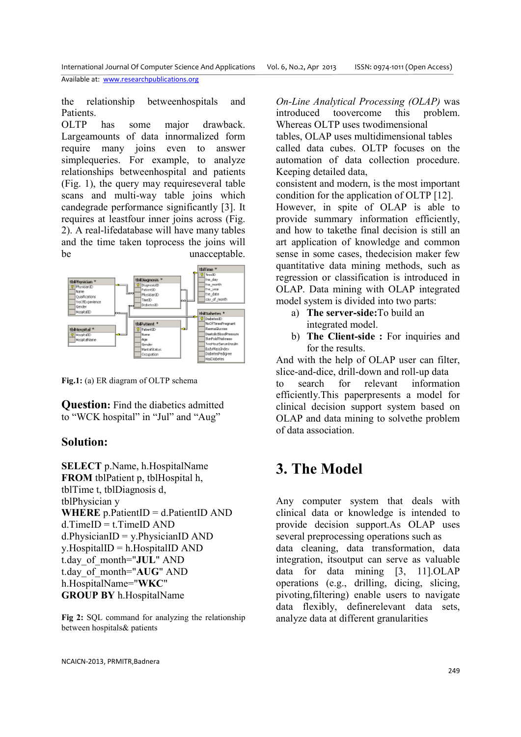the relationship betweenhospitals and Patients.

OLTP has some major drawback. Largeamounts of data innormalized form require many joins even to answer simplequeries. For example, to analyze relationships betweenhospital and patients (Fig. 1), the query may requireseveral table scans and multi-way table joins which candegrade performance significantly [3]. It requires at leastfour inner joins across (Fig. 2). A real-lifedatabase will have many tables and the time taken toprocess the joins will be unacceptable.

**Fig.1:** (a) ER diagram of OLTP schema

**Question:** Find the diabetics admitted to "WCK hospital" in "Jul" and "Aug"

**Solution:**

```
SELECT p.Name, h.HospitalName
FROM tblPatient p, tblHospital h,
tblTime t, tblDiagnosis d,
tblPhysician y
WHERE p.PatientID = d.PatientID AND
d.TimeID = t.TimeID AND
d.PhysicianID = y.PhysicianID AND
y.HospitalID = h.HospitalID AND
t.day_of_month="JUL" AND
t.day_of_month="AUG" AND
h.HospitalName="WKC"
GROUP BY h.HospitalName
```

**Fig 2:** SQL command for analyzing the relationship between hospitals& patients

*On-Line Analytical Processing (OLAP)* was introduced toovercome this problem. Whereas OLTP uses twodimensional tables, OLAP uses multidimensional tables called data cubes. OLTP focuses on the automation of data collection procedure. Keeping detailed data, consistent and modern, is the most important condition for the application of OLTP [12]. However, in spite of OLAP is able to provide summary information efficiently, and how to takethe final decision is still an art application of knowledge and common sense in some cases, thedecision maker few quantitative data mining methods, such as regression or classification is introduced in OLAP. Data mining with OLAP integrated model system is divided into two parts:

a) **The server-side:**To build an integrated model.
b) **The Client-side :** For inquiries and for the results.

And with the help of OLAP user can filter, slice-and-dice, drill-down and roll-up data to search for relevant information efficiently.This paperpresents a model for clinical decision support system based on OLAP and data mining to solvethe problem of data association.

# 3. The Model

Any computer system that deals with clinical data or knowledge is intended to provide decision support.As OLAP uses several preprocessing operations such as data cleaning, data transformation, data integration, itsoutput can serve as valuable data for data mining [3, 11].OLAP operations (e.g., drilling, dicing, slicing, pivoting,filtering) enable users to navigate data flexibly, definerelevant data sets, analyze data at different granularities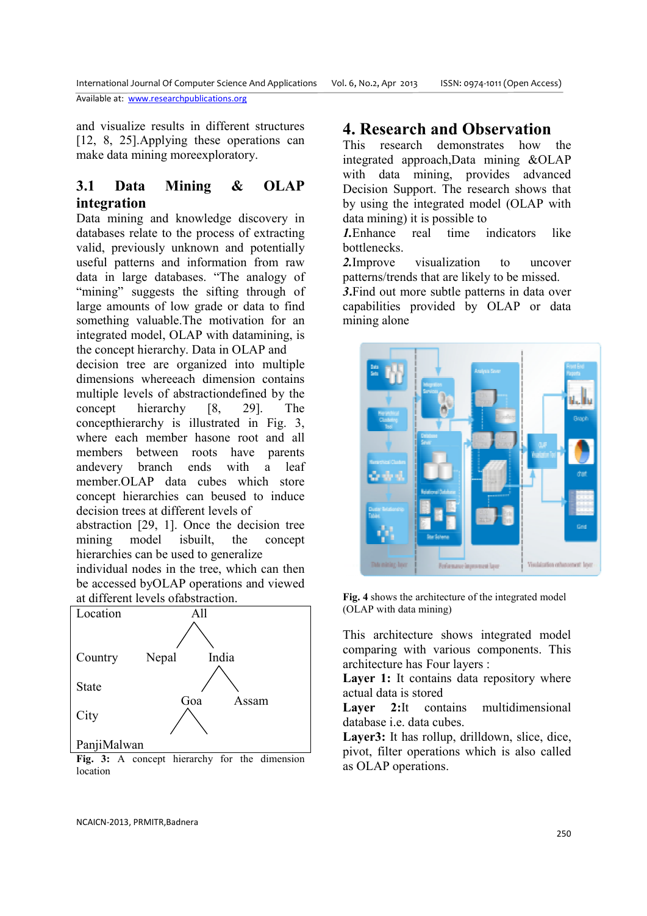and visualize results in different structures [12, 8, 25].Applying these operations can make data mining moreexploratory.

### 3.1 Data Mining & OLAP integration

Data mining and knowledge discovery in databases relate to the process of extracting valid, previously unknown and potentially useful patterns and information from raw data in large databases. "The analogy of "mining" suggests the sifting through of large amounts of low grade or data to find something valuable.The motivation for an integrated model, OLAP with datamining, is the concept hierarchy. Data in OLAP and decision tree are organized into multiple dimensions whereeach dimension contains multiple levels of abstractiondefined by the concept hierarchy [8, 29]. The concepthierarchy is illustrated in Fig. 3, where each member hasone root and all members between roots have parents andevery branch ends with a leaf member.OLAP data cubes which store concept hierarchies can beused to induce decision trees at different levels of abstraction [29, 1]. Once the decision tree mining model isbuilt, the concept hierarchies can be used to generalize individual nodes in the tree, which can then be accessed byOLAP operations and viewed at different levels ofabstraction.

```
Location                    All
                           /   \
Country          Nepal          India
                               /     \
State
                          Goa         Assam
City                     /   \

PanjiMalwan
```

**Fig. 3:** A concept hierarchy for the dimension location

## 4. Research and Observation

This research demonstrates how the integrated approach,Data mining &OLAP with data mining, provides advanced Decision Support. The research shows that by using the integrated model (OLAP with data mining) it is possible to

***1.***Enhance real time indicators like bottlenecks.

***2.***Improve visualization to uncover patterns/trends that are likely to be missed.

***3.***Find out more subtle patterns in data over capabilities provided by OLAP or data mining alone

**Fig. 4** shows the architecture of the integrated model (OLAP with data mining)

This architecture shows integrated model comparing with various components. This architecture has Four layers :

**Layer 1:** It contains data repository where actual data is stored

**Layer 2:**It contains multidimensional database i.e. data cubes.

**Layer3:** It has rollup, drilldown, slice, dice, pivot, filter operations which is also called as OLAP operations.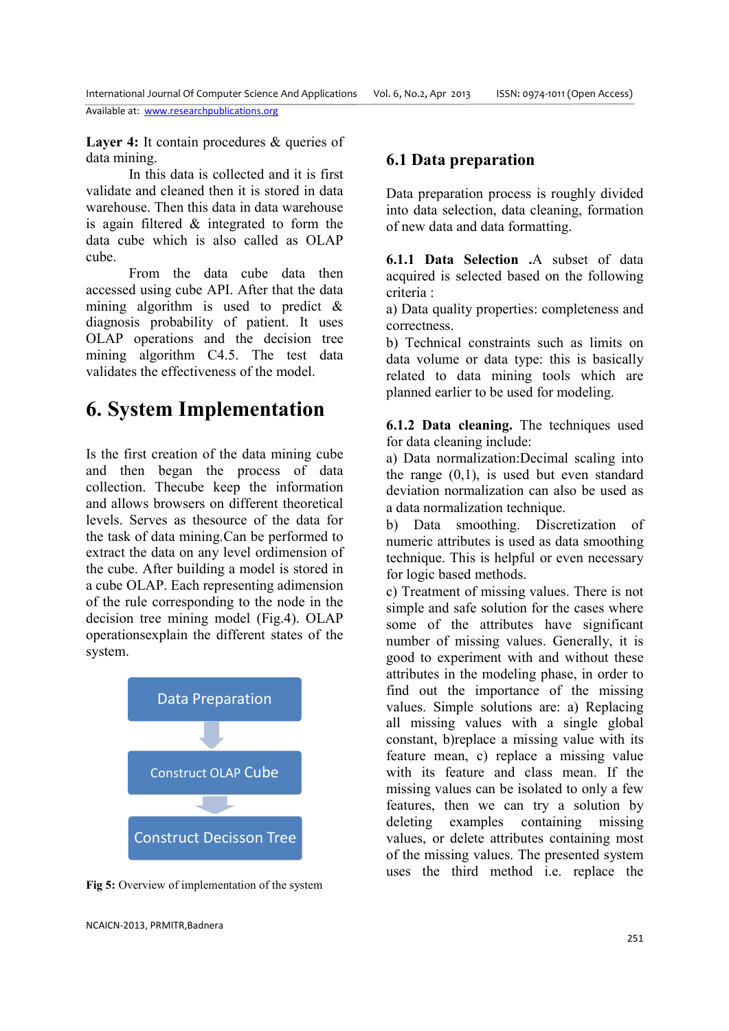**Layer 4:** It contain procedures & queries of data mining.

In this data is collected and it is first validate and cleaned then it is stored in data warehouse. Then this data in data warehouse is again filtered & integrated to form the data cube which is also called as OLAP cube.

From the data cube data then accessed using cube API. After that the data mining algorithm is used to predict & diagnosis probability of patient. It uses OLAP operations and the decision tree mining algorithm C4.5. The test data validates the effectiveness of the model.

# 6. System Implementation

Is the first creation of the data mining cube and then began the process of data collection. Thecube keep the information and allows browsers on different theoretical levels. Serves as thesource of the data for the task of data mining.Can be performed to extract the data on any level ordimension of the cube. After building a model is stored in a cube OLAP. Each representing adimension of the rule corresponding to the node in the decision tree mining model (Fig.4). OLAP operationsexplain the different states of the system.

Data Preparation → Construct OLAP Cube → Construct Decisson Tree

**Fig 5:** Overview of implementation of the system

## 6.1 Data preparation

Data preparation process is roughly divided into data selection, data cleaning, formation of new data and data formatting.

**6.1.1 Data Selection .**A subset of data acquired is selected based on the following criteria :

a) Data quality properties: completeness and correctness.

b) Technical constraints such as limits on data volume or data type: this is basically related to data mining tools which are planned earlier to be used for modeling.

**6.1.2 Data cleaning.** The techniques used for data cleaning include:

a) Data normalization:Decimal scaling into the range (0,1), is used but even standard deviation normalization can also be used as a data normalization technique.

b) Data smoothing. Discretization of numeric attributes is used as data smoothing technique. This is helpful or even necessary for logic based methods.

c) Treatment of missing values. There is not simple and safe solution for the cases where some of the attributes have significant number of missing values. Generally, it is good to experiment with and without these attributes in the modeling phase, in order to find out the importance of the missing values. Simple solutions are: a) Replacing all missing values with a single global constant, b)replace a missing value with its feature mean, c) replace a missing value with its feature and class mean. If the missing values can be isolated to only a few features, then we can try a solution by deleting examples containing missing values, or delete attributes containing most of the missing values. The presented system uses the third method i.e. replace the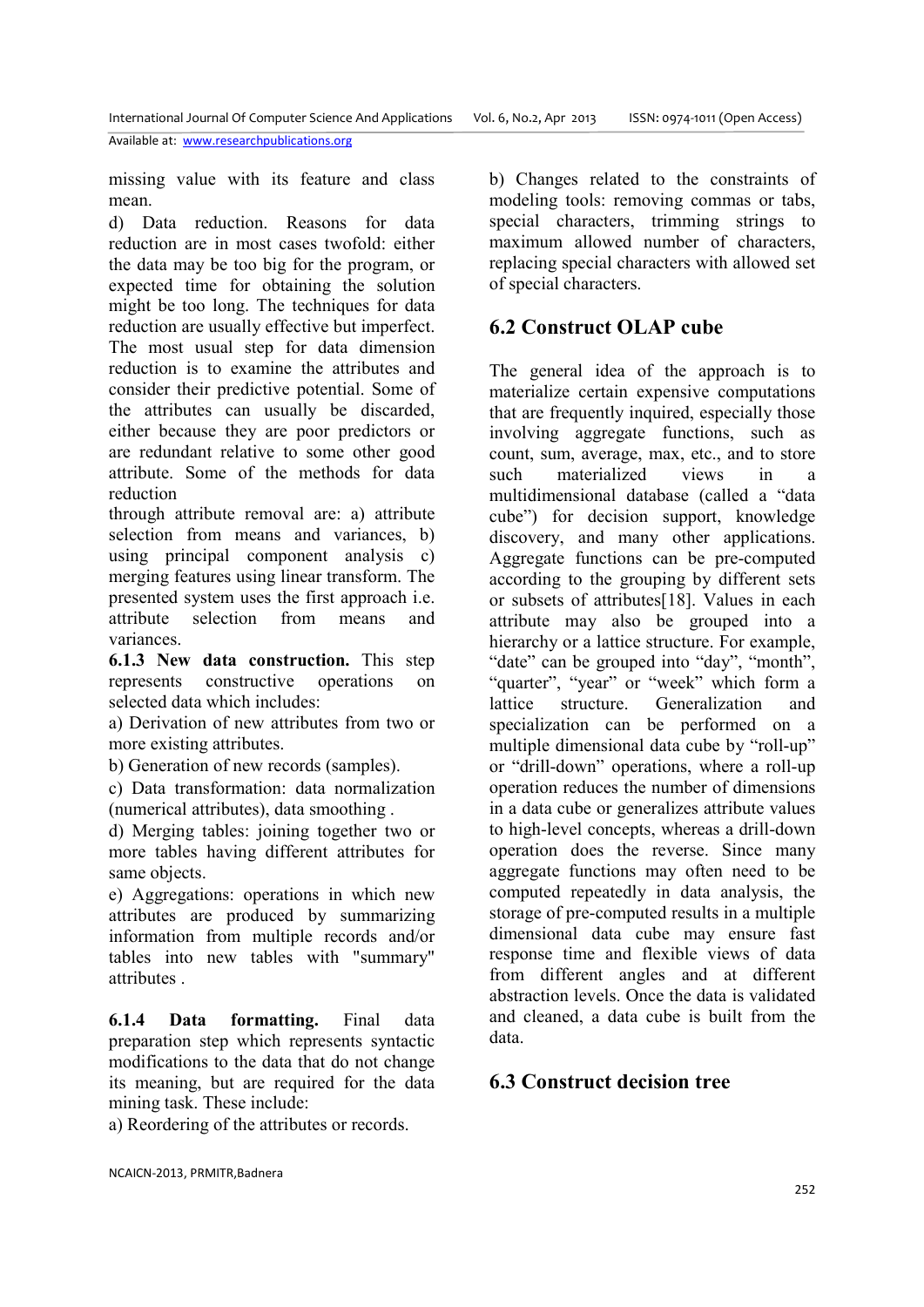missing value with its feature and class mean.

d) Data reduction. Reasons for data reduction are in most cases twofold: either the data may be too big for the program, or expected time for obtaining the solution might be too long. The techniques for data reduction are usually effective but imperfect. The most usual step for data dimension reduction is to examine the attributes and consider their predictive potential. Some of the attributes can usually be discarded, either because they are poor predictors or are redundant relative to some other good attribute. Some of the methods for data reduction through attribute removal are: a) attribute selection from means and variances, b) using principal component analysis c) merging features using linear transform. The presented system uses the first approach i.e. attribute selection from means and variances.

**6.1.3 New data construction.** This step represents constructive operations on selected data which includes:

a) Derivation of new attributes from two or more existing attributes.

b) Generation of new records (samples).

c) Data transformation: data normalization (numerical attributes), data smoothing .

d) Merging tables: joining together two or more tables having different attributes for same objects.

e) Aggregations: operations in which new attributes are produced by summarizing information from multiple records and/or tables into new tables with "summary" attributes .

**6.1.4 Data formatting.** Final data preparation step which represents syntactic modifications to the data that do not change its meaning, but are required for the data mining task. These include:

a) Reordering of the attributes or records.

b) Changes related to the constraints of modeling tools: removing commas or tabs, special characters, trimming strings to maximum allowed number of characters, replacing special characters with allowed set of special characters.

## 6.2 Construct OLAP cube

The general idea of the approach is to materialize certain expensive computations that are frequently inquired, especially those involving aggregate functions, such as count, sum, average, max, etc., and to store such materialized views in a multidimensional database (called a "data cube") for decision support, knowledge discovery, and many other applications. Aggregate functions can be pre-computed according to the grouping by different sets or subsets of attributes[18]. Values in each attribute may also be grouped into a hierarchy or a lattice structure. For example, "date" can be grouped into "day", "month", "quarter", "year" or "week" which form a lattice structure. Generalization and specialization can be performed on a multiple dimensional data cube by "roll-up" or "drill-down" operations, where a roll-up operation reduces the number of dimensions in a data cube or generalizes attribute values to high-level concepts, whereas a drill-down operation does the reverse. Since many aggregate functions may often need to be computed repeatedly in data analysis, the storage of pre-computed results in a multiple dimensional data cube may ensure fast response time and flexible views of data from different angles and at different abstraction levels. Once the data is validated and cleaned, a data cube is built from the data.

## 6.3 Construct decision tree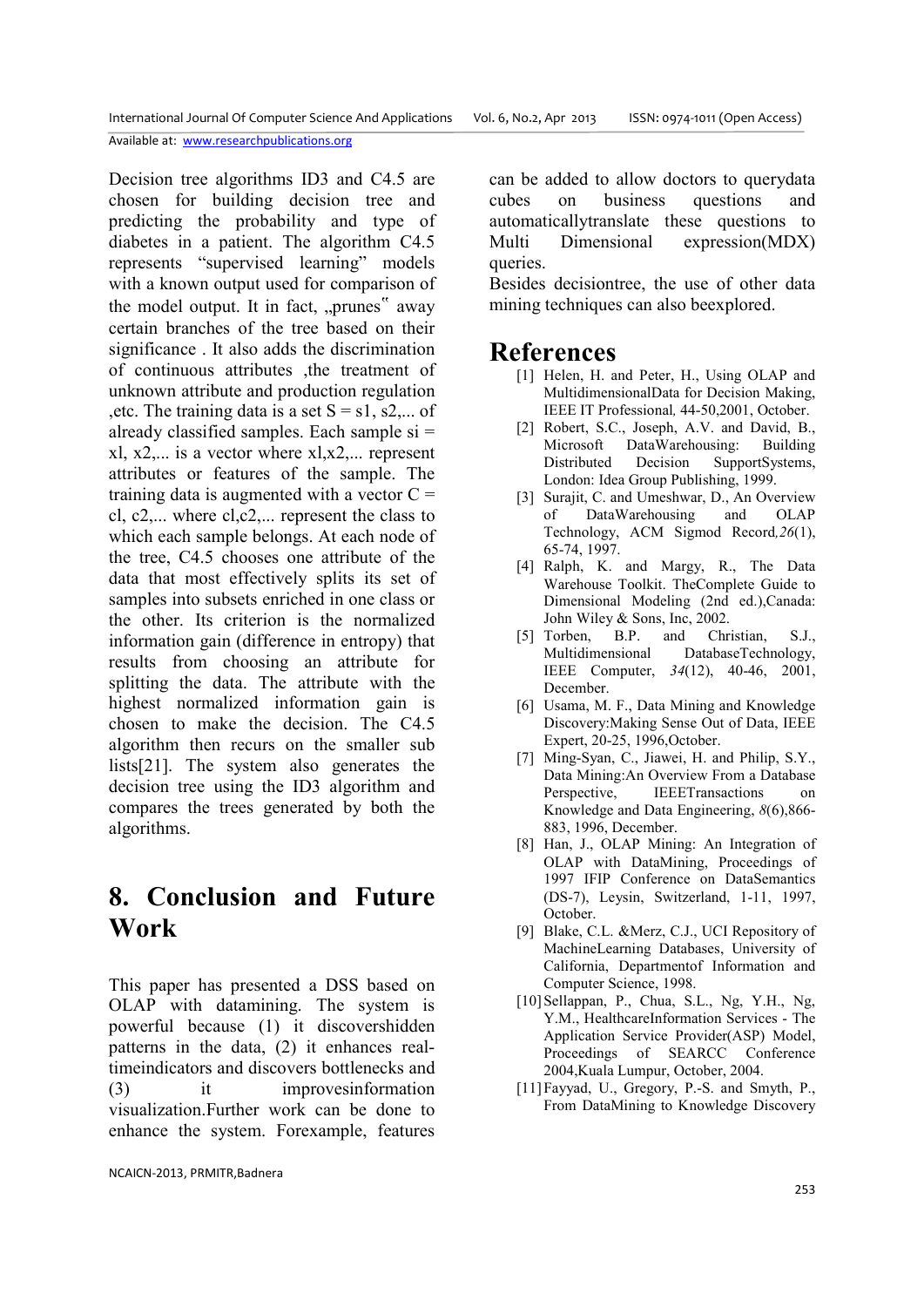Decision tree algorithms ID3 and C4.5 are chosen for building decision tree and predicting the probability and type of diabetes in a patient. The algorithm C4.5 represents "supervised learning" models with a known output used for comparison of the model output. It in fact, „prunes‟ away certain branches of the tree based on their significance . It also adds the discrimination of continuous attributes ,the treatment of unknown attribute and production regulation ,etc. The training data is a set S = s1, s2,... of already classified samples. Each sample si = xl, x2,... is a vector where xl,x2,... represent attributes or features of the sample. The training data is augmented with a vector C = cl, c2,... where cl,c2,... represent the class to which each sample belongs. At each node of the tree, C4.5 chooses one attribute of the data that most effectively splits its set of samples into subsets enriched in one class or the other. Its criterion is the normalized information gain (difference in entropy) that results from choosing an attribute for splitting the data. The attribute with the highest normalized information gain is chosen to make the decision. The C4.5 algorithm then recurs on the smaller sub lists[21]. The system also generates the decision tree using the ID3 algorithm and compares the trees generated by both the algorithms.

## 8. Conclusion and Future Work

This paper has presented a DSS based on OLAP with datamining. The system is powerful because (1) it discovershidden patterns in the data, (2) it enhances real-timeindicators and discovers bottlenecks and (3) it improvesinformation visualization.Further work can be done to enhance the system. Forexample, features can be added to allow doctors to querydata cubes on business questions and automaticallytranslate these questions to Multi Dimensional expression(MDX) queries.

Besides decisiontree, the use of other data mining techniques can also beexplored.

## References

[1] Helen, H. and Peter, H., Using OLAP and MultidimensionalData for Decision Making, IEEE IT Professional, 44-50,2001, October.

[2] Robert, S.C., Joseph, A.V. and David, B., Microsoft DataWarehousing: Building Distributed Decision SupportSystems, London: Idea Group Publishing, 1999.

[3] Surajit, C. and Umeshwar, D., An Overview of DataWarehousing and OLAP Technology, ACM Sigmod Record, *26*(1), 65-74, 1997.

[4] Ralph, K. and Margy, R., The Data Warehouse Toolkit. TheComplete Guide to Dimensional Modeling (2nd ed.),Canada: John Wiley & Sons, Inc, 2002.

[5] Torben, B.P. and Christian, S.J., Multidimensional DatabaseTechnology, IEEE Computer, *34*(12), 40-46, 2001, December.

[6] Usama, M. F., Data Mining and Knowledge Discovery:Making Sense Out of Data, IEEE Expert, 20-25, 1996,October.

[7] Ming-Syan, C., Jiawei, H. and Philip, S.Y., Data Mining:An Overview From a Database Perspective, IEEETransactions on Knowledge and Data Engineering, *8*(6),866-883, 1996, December.

[8] Han, J., OLAP Mining: An Integration of OLAP with DataMining, Proceedings of 1997 IFIP Conference on DataSemantics (DS-7), Leysin, Switzerland, 1-11, 1997, October.

[9] Blake, C.L. &Merz, C.J., UCI Repository of MachineLearning Databases, University of California, Departmentof Information and Computer Science, 1998.

[10] Sellappan, P., Chua, S.L., Ng, Y.H., Ng, Y.M., HealthcareInformation Services - The Application Service Provider(ASP) Model, Proceedings of SEARCC Conference 2004,Kuala Lumpur, October, 2004.

[11] Fayyad, U., Gregory, P.-S. and Smyth, P., From DataMining to Knowledge Discovery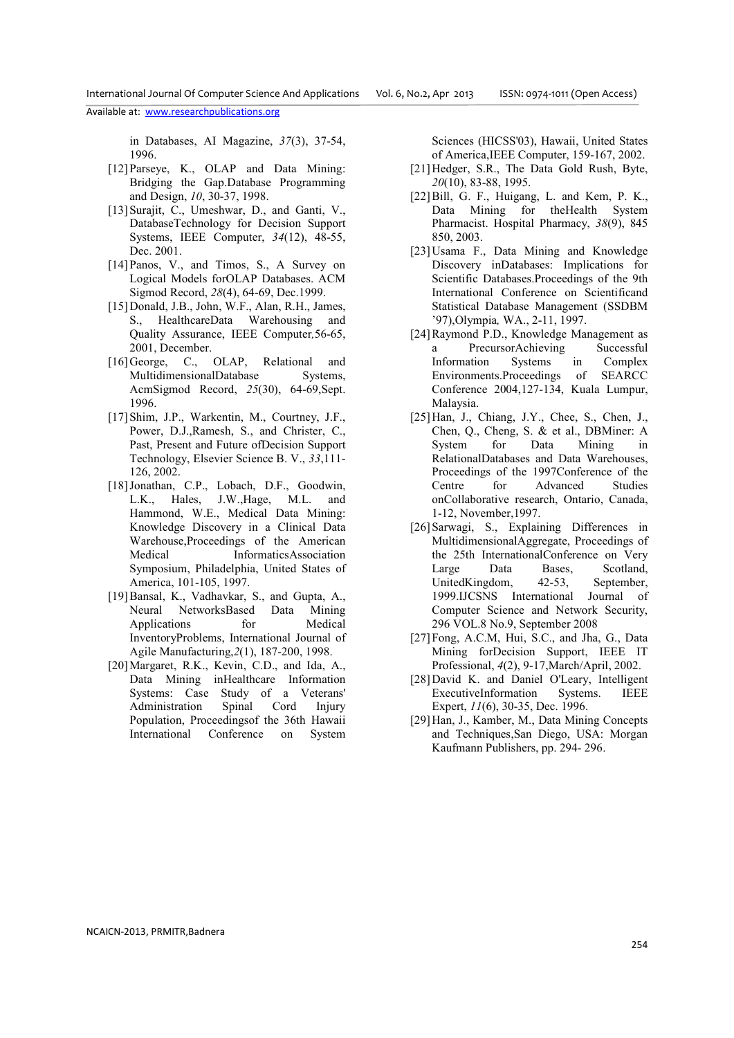in Databases, AI Magazine, *37*(3), 37-54, 1996.

[12] Parseye, K., OLAP and Data Mining: Bridging the Gap.Database Programming and Design, *10*, 30-37, 1998.

[13] Surajit, C., Umeshwar, D., and Ganti, V., DatabaseTechnology for Decision Support Systems, IEEE Computer, *34*(12), 48-55, Dec. 2001.

[14] Panos, V., and Timos, S., A Survey on Logical Models forOLAP Databases. ACM Sigmod Record, *28*(4), 64-69, Dec.1999.

[15] Donald, J.B., John, W.F., Alan, R.H., James, S., HealthcareData Warehousing and Quality Assurance, IEEE Computer,56-65, 2001, December.

[16] George, C., OLAP, Relational and MultidimensionalDatabase Systems, AcmSigmod Record, *25*(30), 64-69,Sept. 1996.

[17] Shim, J.P., Warkentin, M., Courtney, J.F., Power, D.J.,Ramesh, S., and Christer, C., Past, Present and Future ofDecision Support Technology, Elsevier Science B. V., *33*,111-126, 2002.

[18] Jonathan, C.P., Lobach, D.F., Goodwin, L.K., Hales, J.W.,Hage, M.L. and Hammond, W.E., Medical Data Mining: Knowledge Discovery in a Clinical Data Warehouse,Proceedings of the American Medical InformaticsAssociation Symposium, Philadelphia, United States of America, 101-105, 1997.

[19] Bansal, K., Vadhavkar, S., and Gupta, A., Neural NetworksBased Data Mining Applications for Medical InventoryProblems, International Journal of Agile Manufacturing,*2*(1), 187-200, 1998.

[20] Margaret, R.K., Kevin, C.D., and Ida, A., Data Mining inHealthcare Information Systems: Case Study of a Veterans' Administration Spinal Cord Injury Population, Proceedingsof the 36th Hawaii International Conference on System Sciences (HICSS'03), Hawaii, United States of America,IEEE Computer, 159-167, 2002.

[21] Hedger, S.R., The Data Gold Rush, Byte, *20*(10), 83-88, 1995.

[22] Bill, G. F., Huigang, L. and Kem, P. K., Data Mining for theHealth System Pharmacist. Hospital Pharmacy, *38*(9), 845 850, 2003.

[23] Usama F., Data Mining and Knowledge Discovery inDatabases: Implications for Scientific Databases.Proceedings of the 9th International Conference on Scientificand Statistical Database Management (SSDBM '97),Olympia*,* WA., 2-11, 1997.

[24] Raymond P.D., Knowledge Management as a PrecursorAchieving Successful Information Systems in Complex Environments.Proceedings of SEARCC Conference 2004,127-134, Kuala Lumpur, Malaysia.

[25] Han, J., Chiang, J.Y., Chee, S., Chen, J., Chen, Q., Cheng, S. & et al., DBMiner: A System for Data Mining in RelationalDatabases and Data Warehouses, Proceedings of the 1997Conference of the Centre for Advanced Studies onCollaborative research, Ontario, Canada, 1-12, November,1997.

[26] Sarwagi, S., Explaining Differences in MultidimensionalAggregate, Proceedings of the 25th InternationalConference on Very Large Data Bases, Scotland, UnitedKingdom, 42-53, September, 1999.IJCSNS International Journal of Computer Science and Network Security, 296 VOL.8 No.9, September 2008

[27] Fong, A.C.M, Hui, S.C., and Jha, G., Data Mining forDecision Support, IEEE IT Professional, *4*(2), 9-17,March/April, 2002.

[28] David K. and Daniel O'Leary, Intelligent ExecutiveInformation Systems. IEEE Expert, *11*(6), 30-35, Dec. 1996.

[29] Han, J., Kamber, M., Data Mining Concepts and Techniques,San Diego, USA: Morgan Kaufmann Publishers, pp. 294- 296.